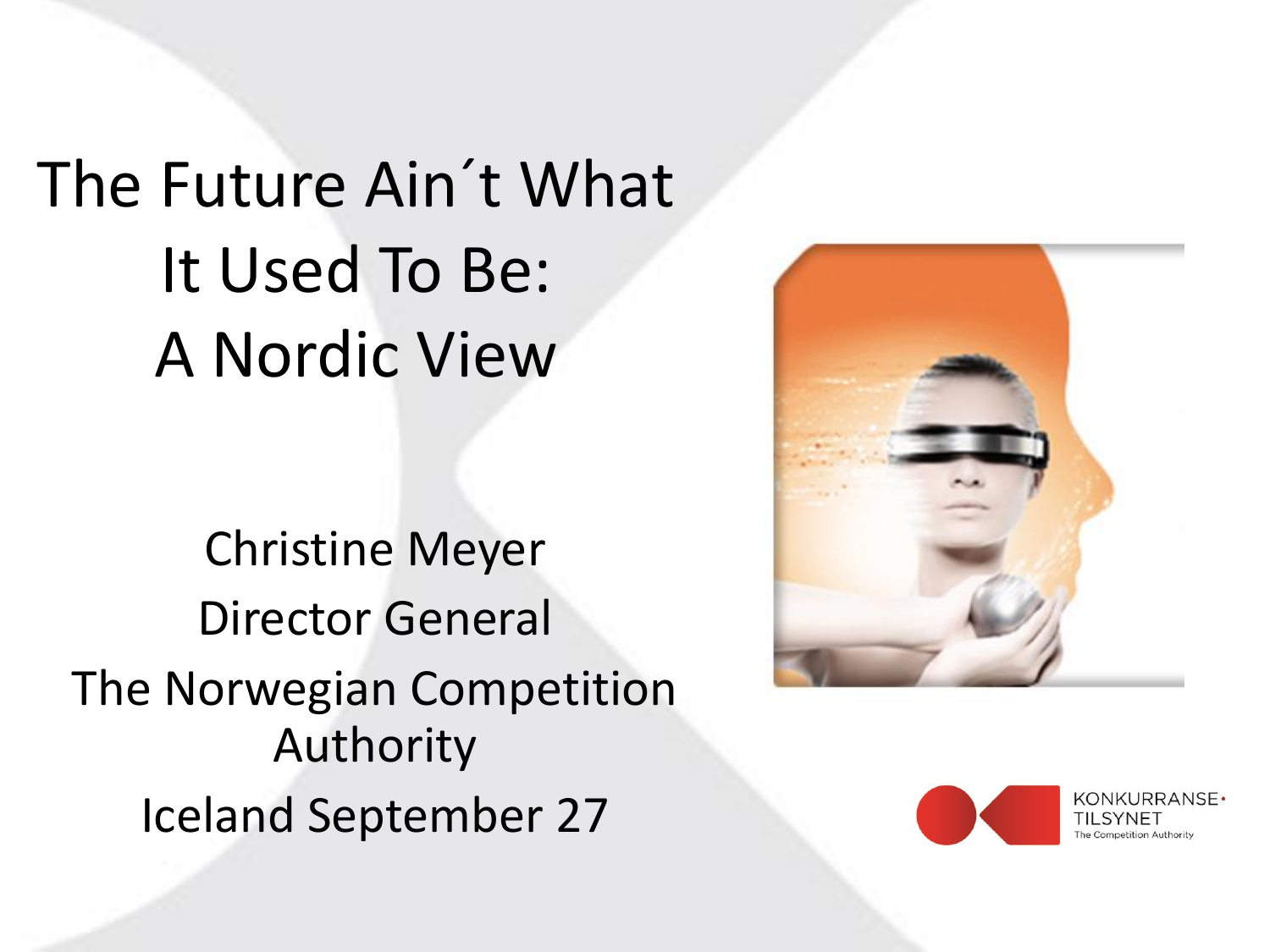# The Future Ain´t What It Used To Be: A Nordic View

Christine Meyer

Director General

The Norwegian Competition Authority

Iceland September 27

KONKURRANSE TILSYNET

The Competition Authority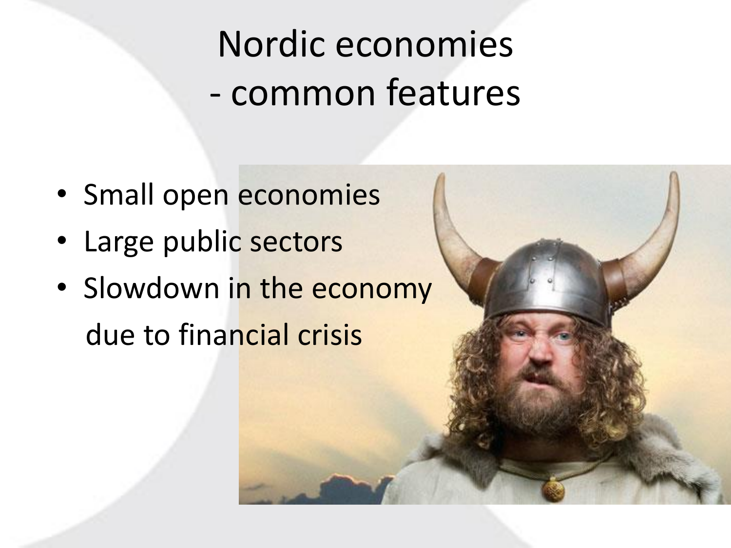# Nordic economies - common features

- Small open economies
- Large public sectors
- Slowdown in the economy due to financial crisis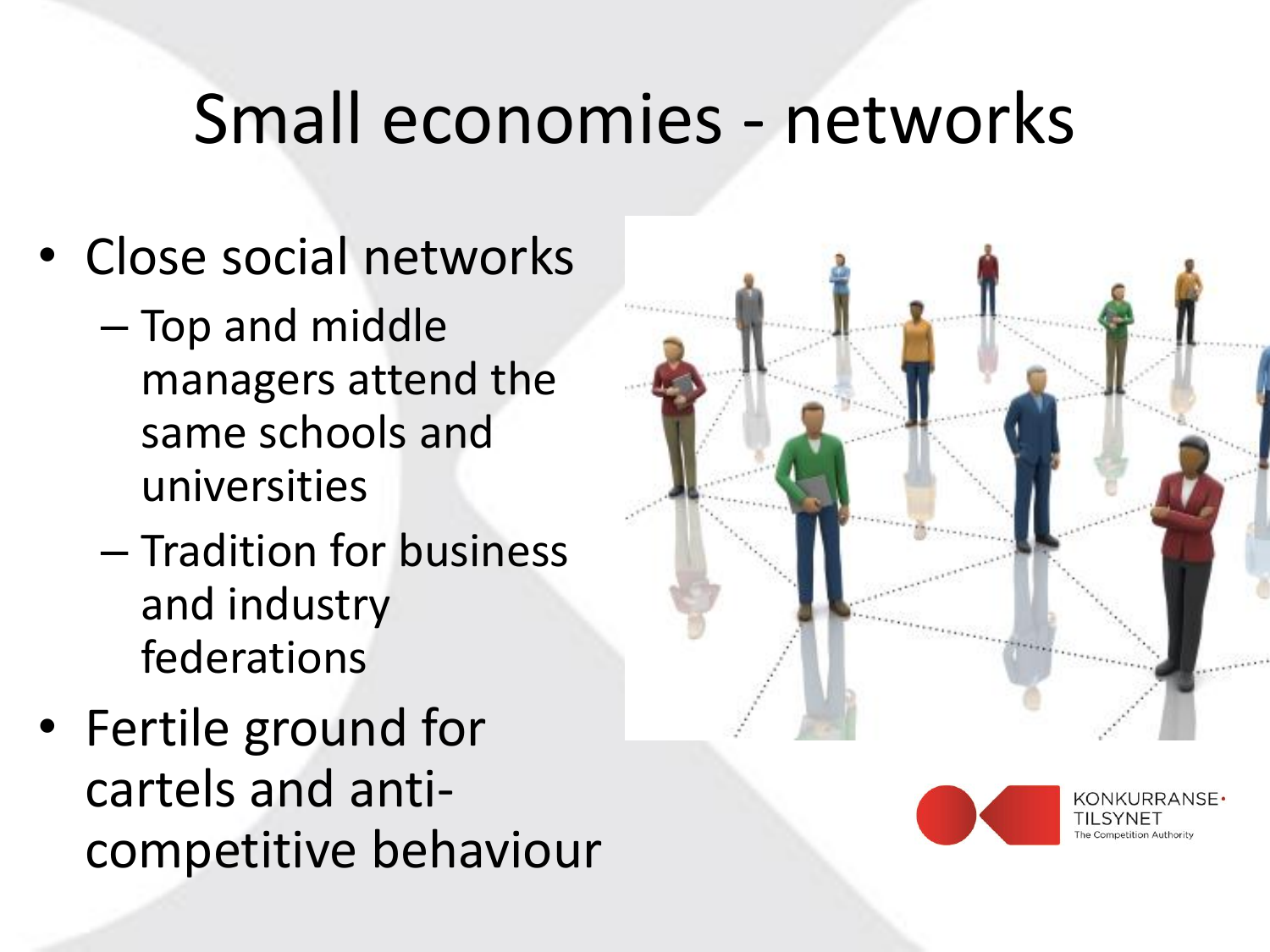# Small economies - networks

- Close social networks
  - Top and middle managers attend the same schools and universities
  - Tradition for business and industry federations
- Fertile ground for cartels and anti-competitive behaviour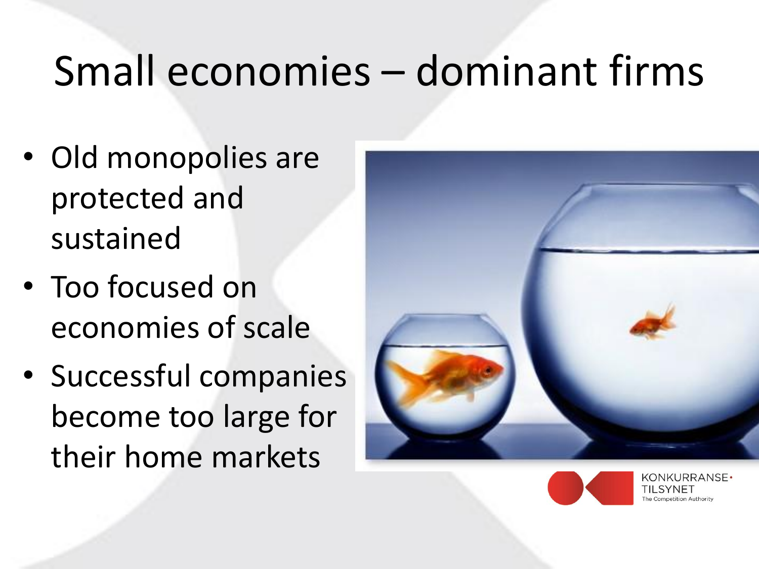# Small economies – dominant firms

- Old monopolies are protected and sustained
- Too focused on economies of scale
- Successful companies become too large for their home markets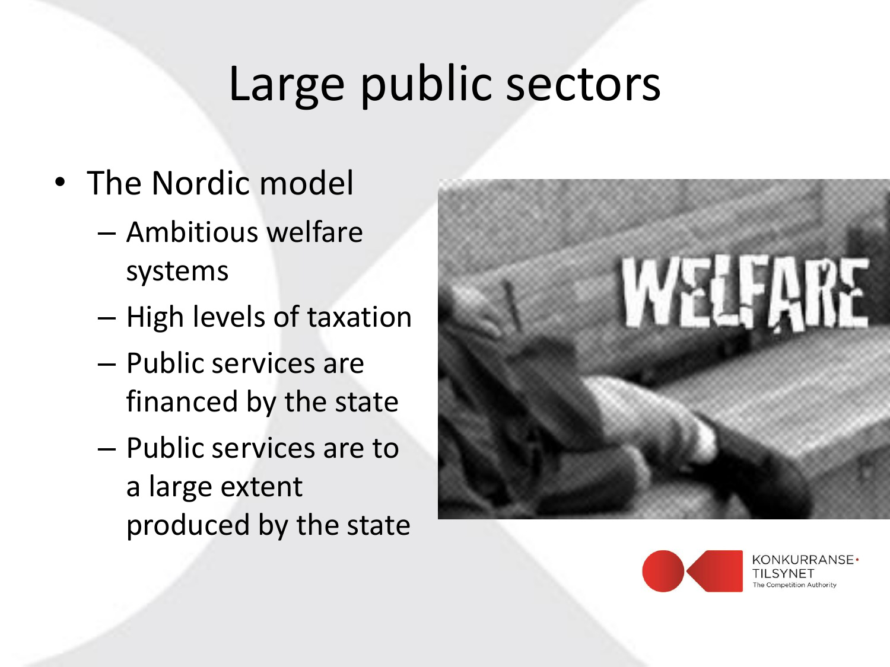# Large public sectors

- The Nordic model
  - Ambitious welfare systems
  - High levels of taxation
  - Public services are financed by the state
  - Public services are to a large extent produced by the state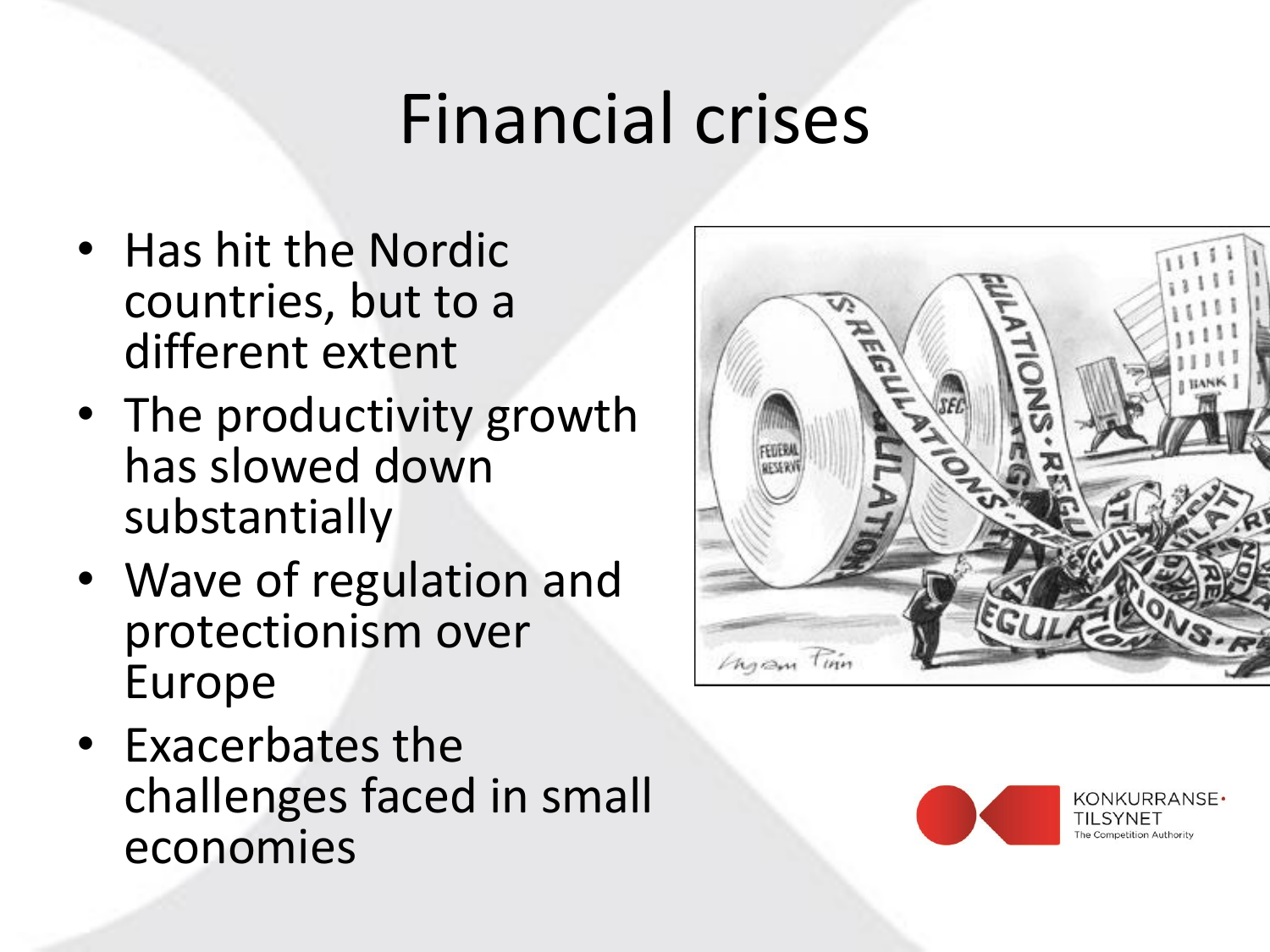# Financial crises

- Has hit the Nordic countries, but to a different extent
- The productivity growth has slowed down substantially
- Wave of regulation and protectionism over Europe
- Exacerbates the challenges faced in small economies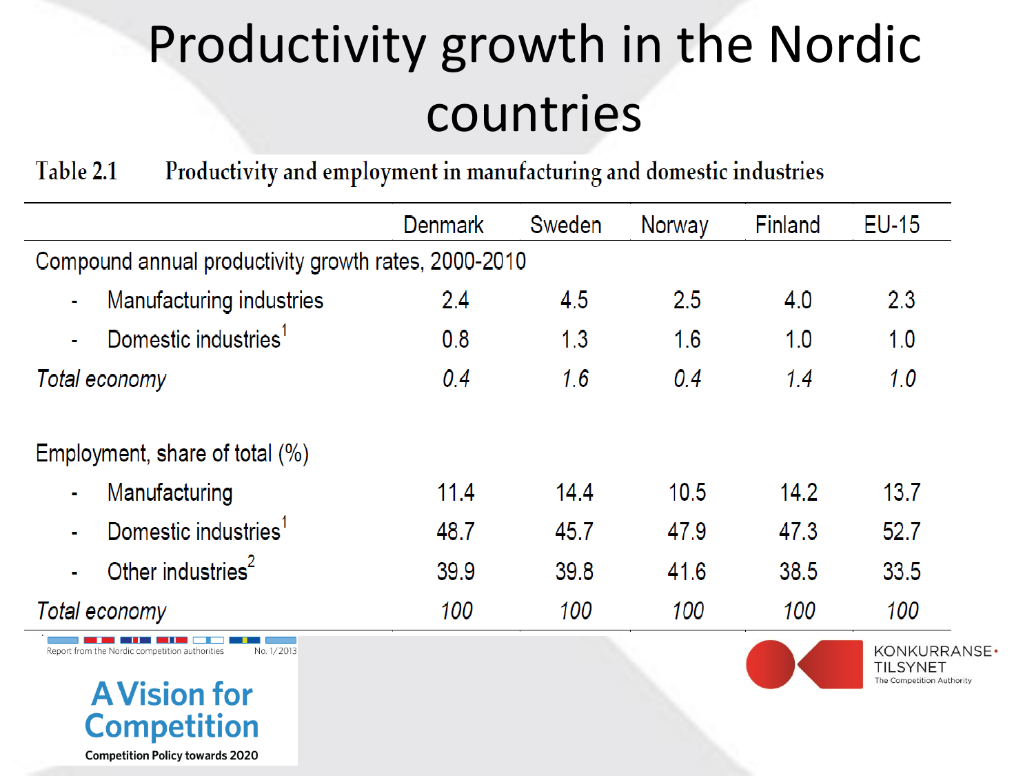# Productivity growth in the Nordic countries

**Table 2.1** Productivity and employment in manufacturing and domestic industries

| | Denmark | Sweden | Norway | Finland | EU-15 |
|---|---|---|---|---|---|
| Compound annual productivity growth rates, 2000-2010 | | | | | |
| - Manufacturing industries | 2.4 | 4.5 | 2.5 | 4.0 | 2.3 |
| - Domestic industries[1] | 0.8 | 1.3 | 1.6 | 1.0 | 1.0 |
| *Total economy* | *0.4* | *1.6* | *0.4* | *1.4* | *1.0* |
| | | | | | |
| Employment, share of total (%) | | | | | |
| - Manufacturing | 11.4 | 14.4 | 10.5 | 14.2 | 13.7 |
| - Domestic industries[1] | 48.7 | 45.7 | 47.9 | 47.3 | 52.7 |
| - Other industries[2] | 39.9 | 39.8 | 41.6 | 38.5 | 33.5 |
| *Total economy* | *100* | *100* | *100* | *100* | *100* |

Report from the Nordic competition authorities No. 1/2013

**A Vision for Competition**

**Competition Policy towards 2020**

KONKURRANSE TILSYNET

The Competition Authority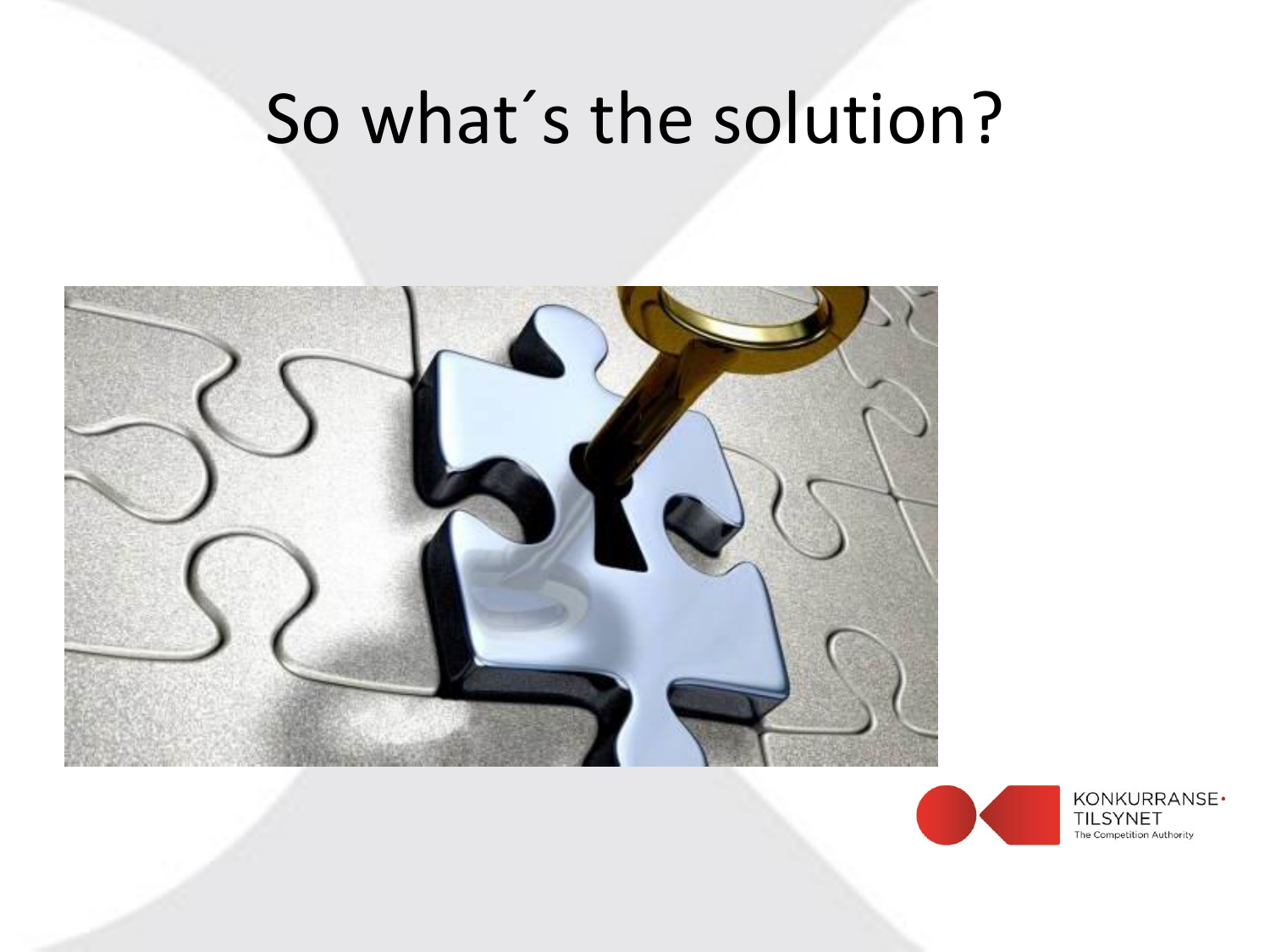# So what´s the solution?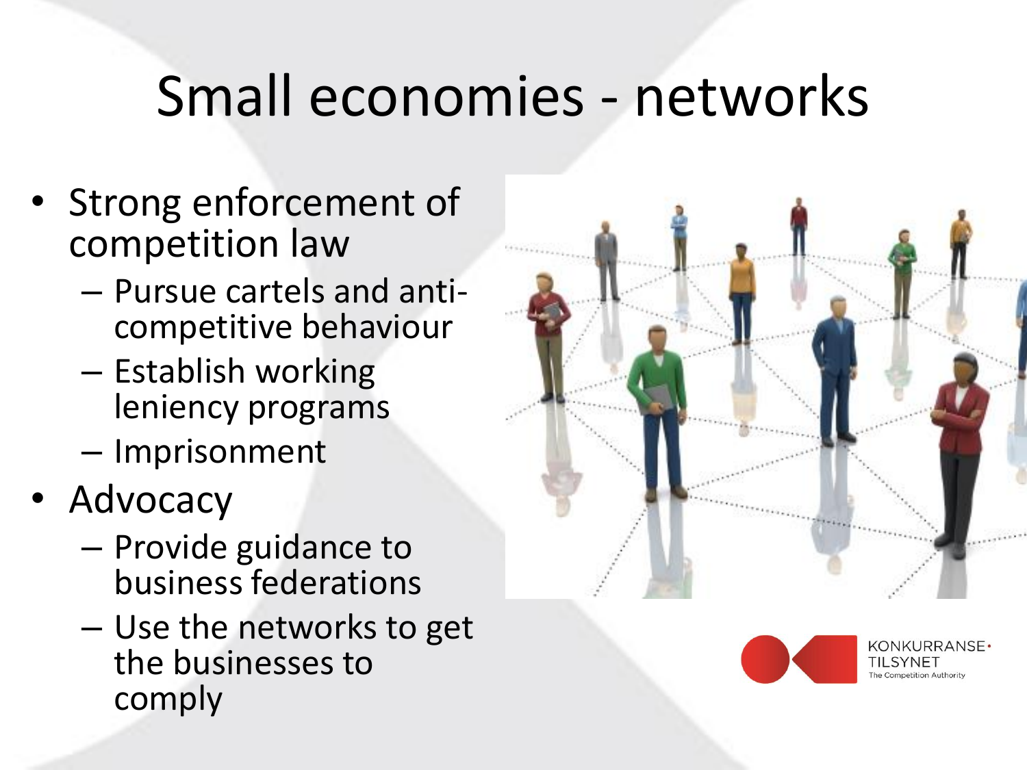# Small economies - networks

- Strong enforcement of competition law
  - Pursue cartels and anti-competitive behaviour
  - Establish working leniency programs
  - Imprisonment
- Advocacy
  - Provide guidance to business federations
  - Use the networks to get the businesses to comply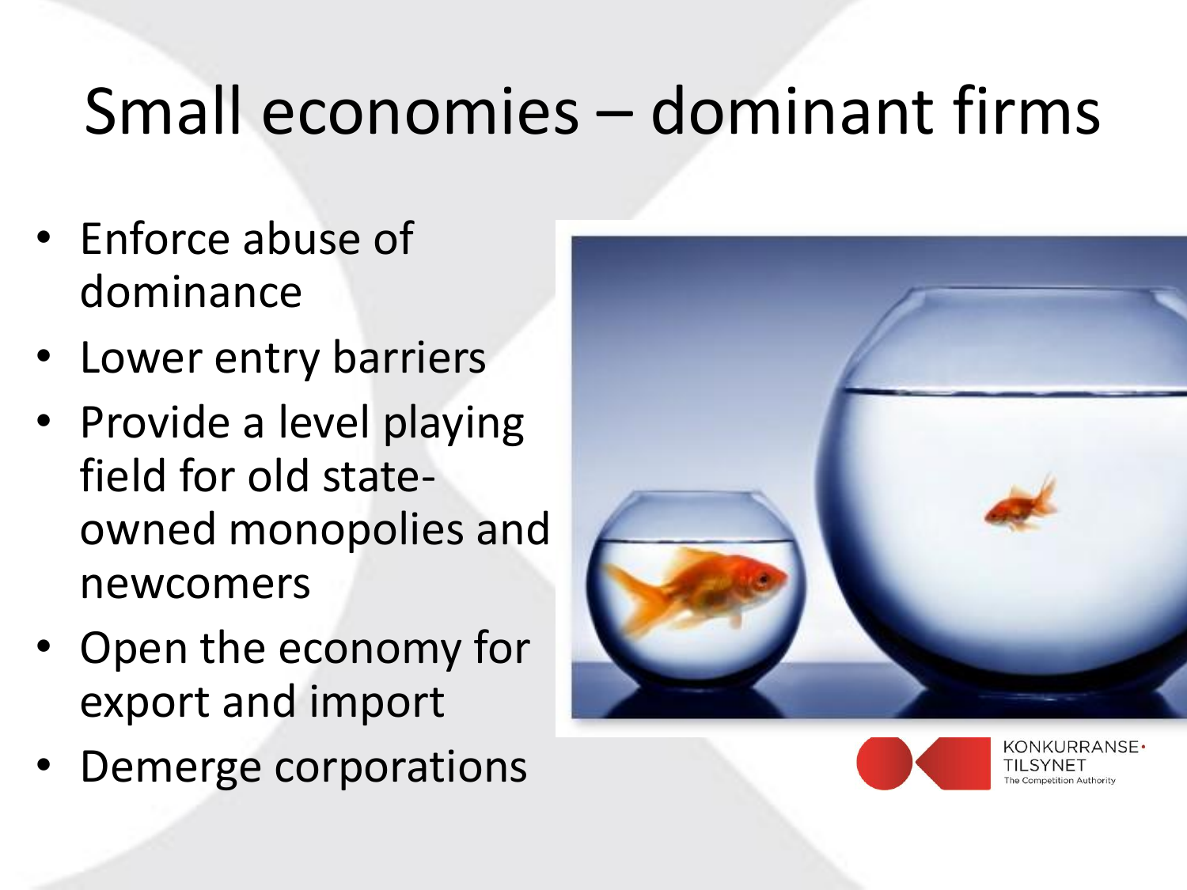# Small economies – dominant firms

- Enforce abuse of dominance
- Lower entry barriers
- Provide a level playing field for old state-owned monopolies and newcomers
- Open the economy for export and import
- Demerge corporations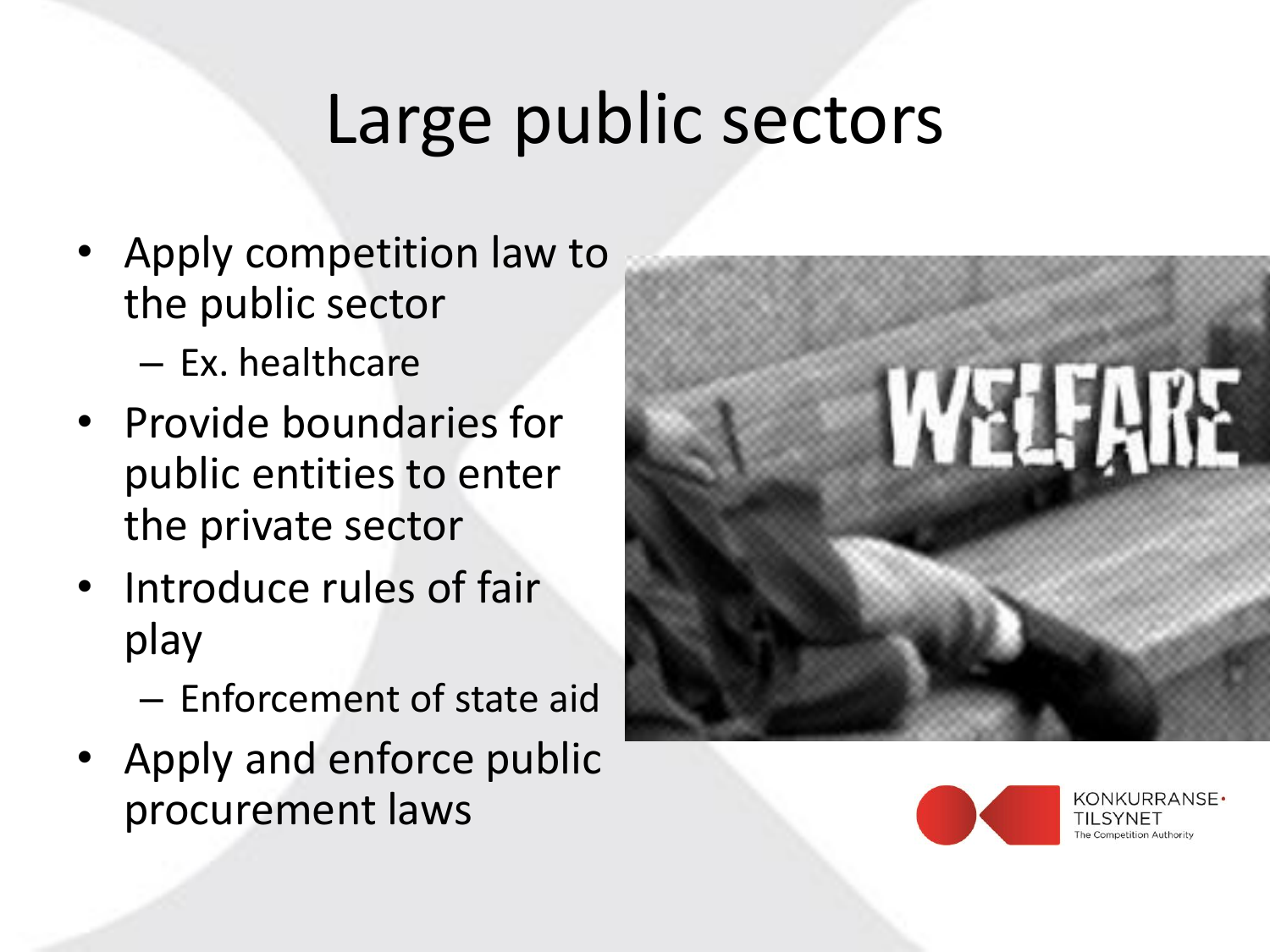# Large public sectors

- Apply competition law to the public sector
  - Ex. healthcare
- Provide boundaries for public entities to enter the private sector
- Introduce rules of fair play
  - Enforcement of state aid
- Apply and enforce public procurement laws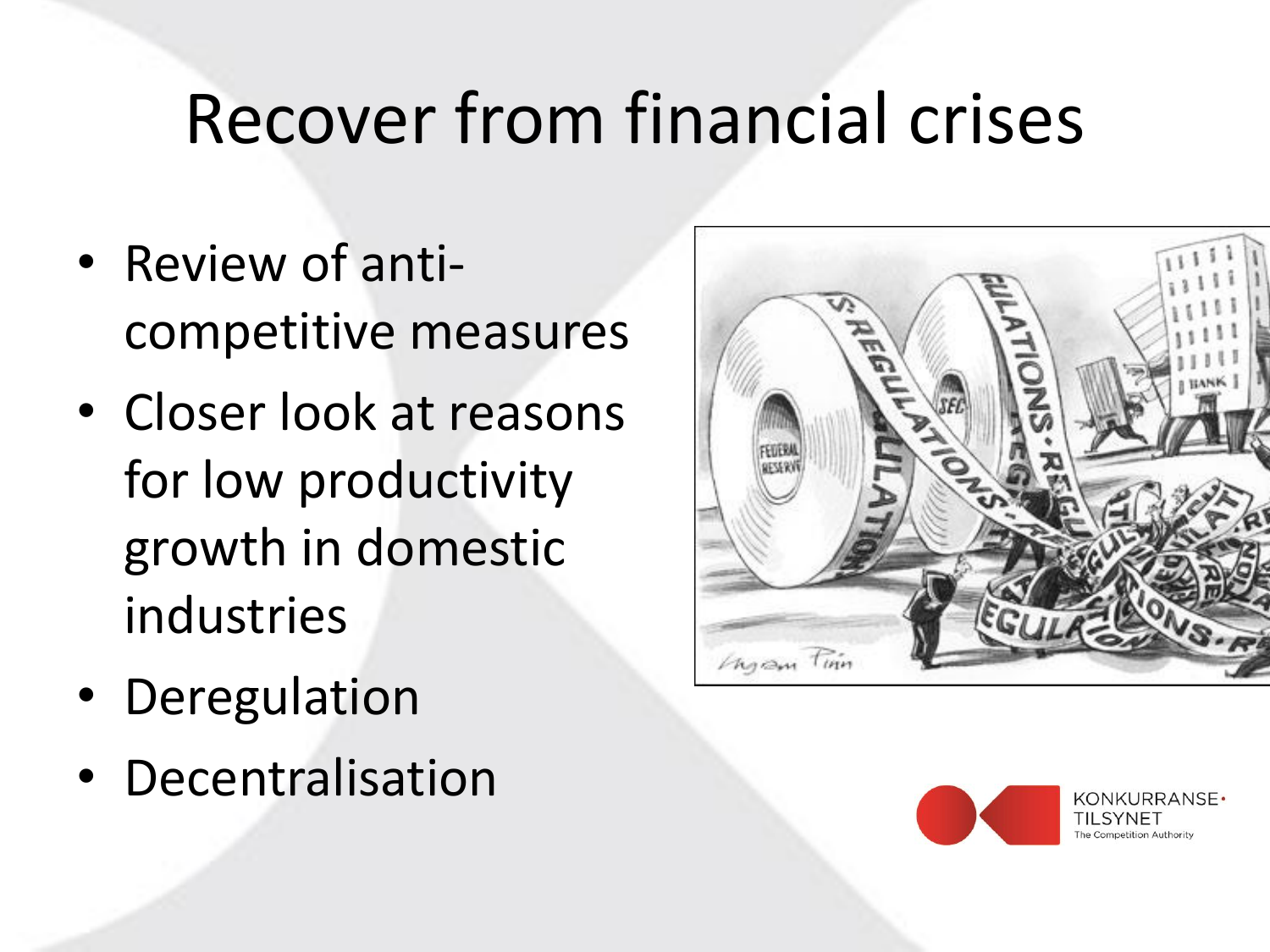# Recover from financial crises

- Review of anti-competitive measures
- Closer look at reasons for low productivity growth in domestic industries
- Deregulation
- Decentralisation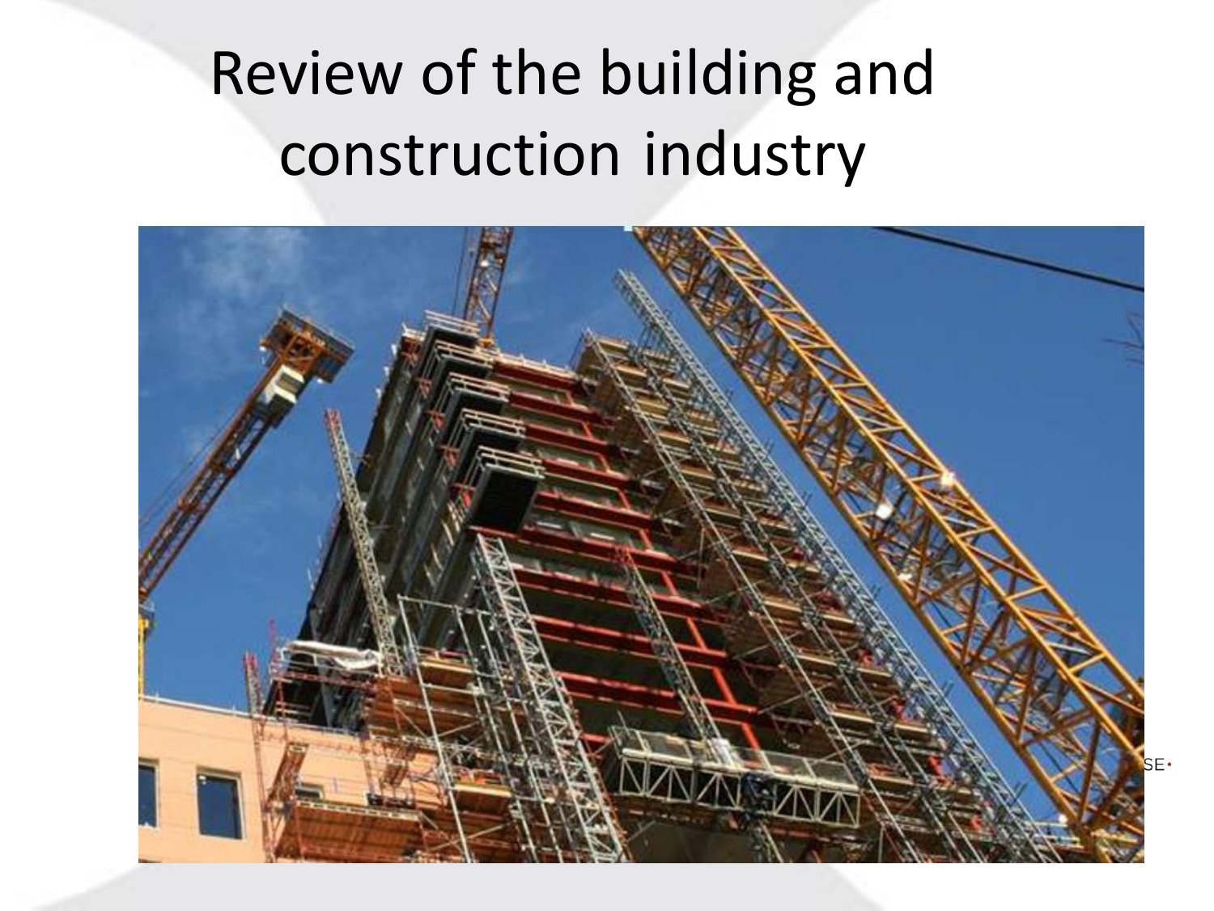# Review of the building and construction industry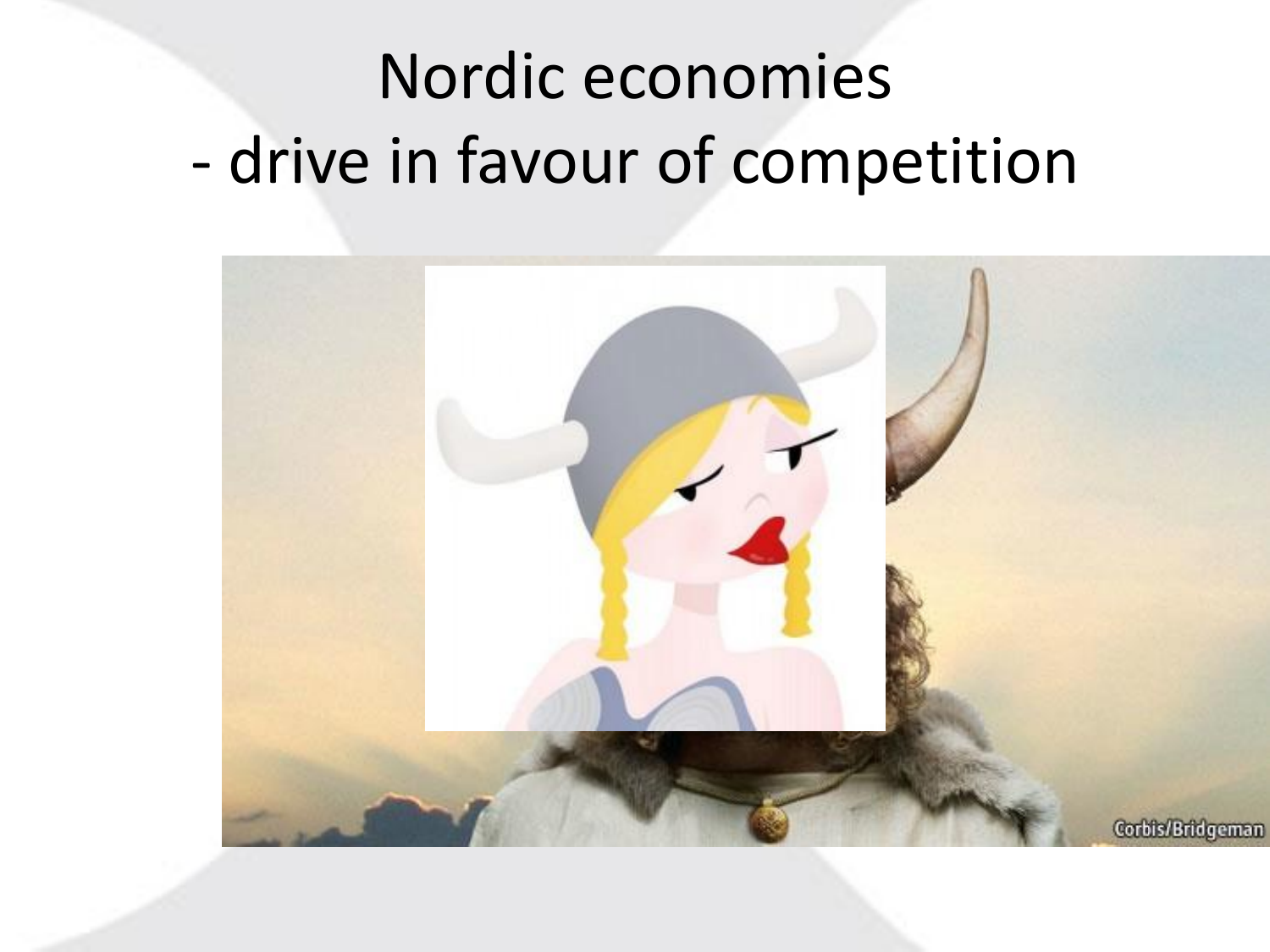# Nordic economies
# - drive in favour of competition